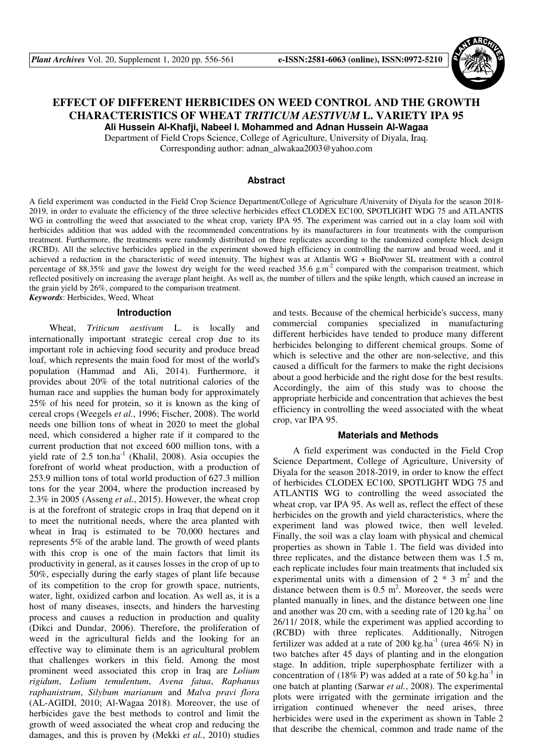# EFFECT OF DIFFERENT HERBICIDES ON WEED CONTROL AND THE GROWTH CHARACTERISTICS OF WHEAT *TRITICUM AESTIVUM* L. VARIETY IPA 95

**Ali Hussein Al-Khafji, Nabeel I. Mohammed and Adnan Hussein Al-Wagaa**

Department of Field Crops Science, College of Agriculture, University of Diyala, Iraq.
Corresponding author: adnan_alwakaa2003@yahoo.com

## Abstract

A field experiment was conducted in the Field Crop Science Department/College of Agriculture /University of Diyala for the season 2018-2019, in order to evaluate the efficiency of the three selective herbicides effect CLODEX EC100, SPOTLIGHT WDG 75 and ATLANTIS WG in controlling the weed that associated to the wheat crop, variety IPA 95. The experiment was carried out in a clay loam soil with herbicides addition that was added with the recommended concentrations by its manufacturers in four treatments with the comparison treatment. Furthermore, the treatments were randomly distributed on three replicates according to the randomized complete block design (RCBD). All the selective herbicides applied in the experiment showed high efficiency in controlling the narrow and broad weed, and it achieved a reduction in the characteristic of weed intensity. The highest was at Atlantis WG + BioPower SL treatment with a control percentage of 88.35% and gave the lowest dry weight for the weed reached 35.6 g.m$^{-2}$ compared with the comparison treatment, which reflected positively on increasing the average plant height. As well as, the number of tillers and the spike length, which caused an increase in the grain yield by 26%, compared to the comparison treatment.

*Keywords*: Herbicides, Weed, Wheat

## Introduction

Wheat, *Triticum aestivum* L. is locally and internationally important strategic cereal crop due to its important role in achieving food security and produce bread loaf, which represents the main food for most of the world's population (Hammad and Ali, 2014). Furthermore, it provides about 20% of the total nutritional calories of the human race and supplies the human body for approximately 25% of his need for protein, so it is known as the king of cereal crops (Weegels *et al.*, 1996; Fischer, 2008). The world needs one billion tons of wheat in 2020 to meet the global need, which considered a higher rate if it compared to the current production that not exceed 600 million tons, with a yield rate of 2.5 ton.ha$^{-1}$ (Khalil, 2008). Asia occupies the forefront of world wheat production, with a production of 253.9 million tons of total world production of 627.3 million tons for the year 2004, where the production increased by 2.3% in 2005 (Asseng *et al.*, 2015). However, the wheat crop is at the forefront of strategic crops in Iraq that depend on it to meet the nutritional needs, where the area planted with wheat in Iraq is estimated to be 70,000 hectares and represents 5% of the arable land. The growth of weed plants with this crop is one of the main factors that limit its productivity in general, as it causes losses in the crop of up to 50%, especially during the early stages of plant life because of its competition to the crop for growth space, nutrients, water, light, oxidized carbon and location. As well as, it is a host of many diseases, insects, and hinders the harvesting process and causes a reduction in production and quality (Dikci and Dundar, 2006). Therefore, the proliferation of weed in the agricultural fields and the looking for an effective way to eliminate them is an agricultural problem that challenges workers in this field. Among the most prominent weed associated this crop in Iraq are *Lolium rigidum*, *Lolium temulentum*, *Avena fatua*, *Raphanus raphanistrum*, *Silybum marianum* and *Malva pravi flora* (AL-AGIDI, 2010; Al-Wagaa 2018). Moreover, the use of herbicides gave the best methods to control and limit the growth of weed associated the wheat crop and reducing the damages, and this is proven by (Mekki *et al.*, 2010) studies and tests. Because of the chemical herbicide's success, many commercial companies specialized in manufacturing different herbicides have tended to produce many different herbicides belonging to different chemical groups. Some of which is selective and the other are non-selective, and this caused a difficult for the farmers to make the right decisions about a good herbicide and the right dose for the best results. Accordingly, the aim of this study was to choose the appropriate herbicide and concentration that achieves the best efficiency in controlling the weed associated with the wheat crop, var IPA 95.

## Materials and Methods

A field experiment was conducted in the Field Crop Science Department, College of Agriculture, University of Diyala for the season 2018-2019, in order to know the effect of herbicides CLODEX EC100, SPOTLIGHT WDG 75 and ATLANTIS WG to controlling the weed associated the wheat crop, var IPA 95. As well as, reflect the effect of these herbicides on the growth and yield characteristics, where the experiment land was plowed twice, then well leveled. Finally, the soil was a clay loam with physical and chemical properties as shown in Table 1. The field was divided into three replicates, and the distance between them was 1.5 m, each replicate includes four main treatments that included six experimental units with a dimension of 2 * 3 m$^{2}$ and the distance between them is 0.5 m$^{2}$. Moreover, the seeds were planted manually in lines, and the distance between one line and another was 20 cm, with a seeding rate of 120 kg.ha$^{-1}$ on 26/11/ 2018, while the experiment was applied according to (RCBD) with three replicates. Additionally, Nitrogen fertilizer was added at a rate of 200 kg.ha$^{-1}$ (urea 46% N) in two batches after 45 days of planting and in the elongation stage. In addition, triple superphosphate fertilizer with a concentration of (18% P) was added at a rate of 50 kg.ha$^{-1}$ in one batch at planting (Sarwar *et al.*, 2008). The experimental plots were irrigated with the germinate irrigation and the irrigation continued whenever the need arises, three herbicides were used in the experiment as shown in Table 2 that describe the chemical, common and trade name of the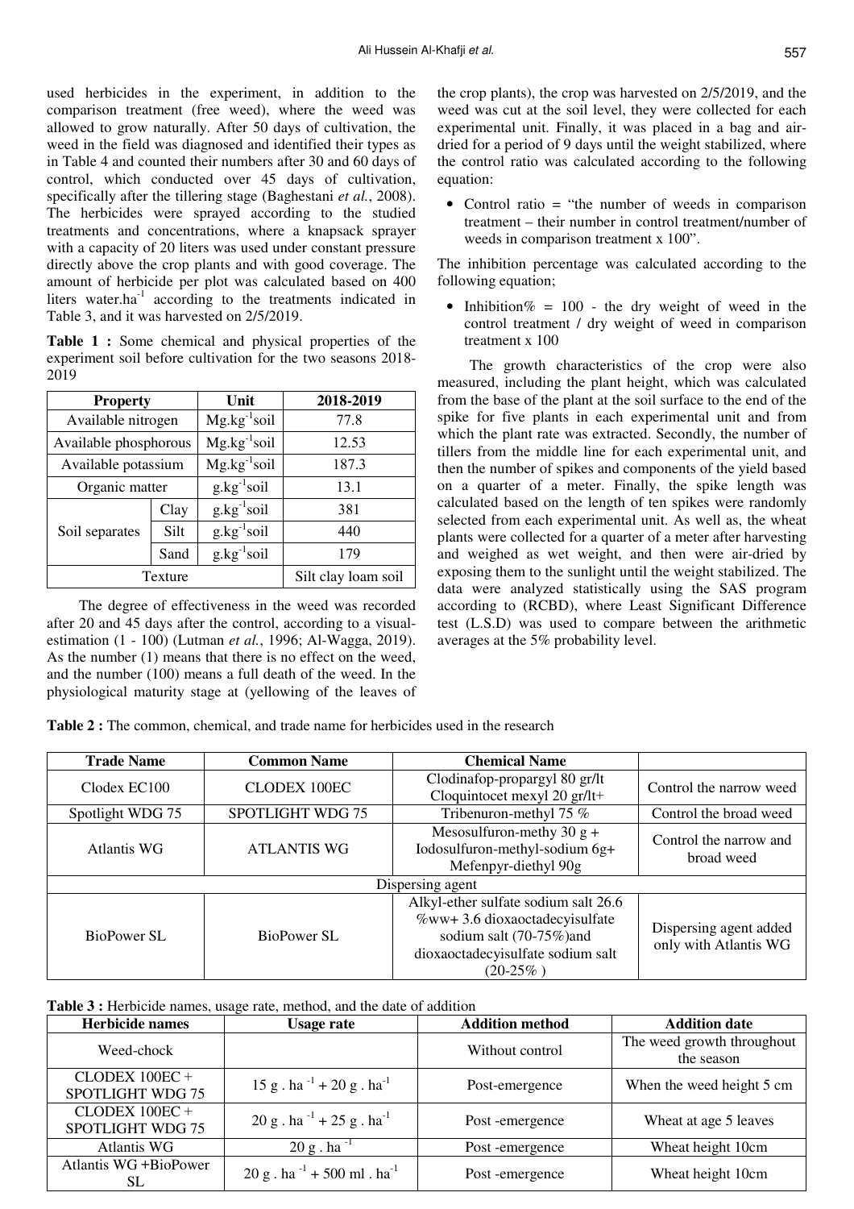used herbicides in the experiment, in addition to the comparison treatment (free weed), where the weed was allowed to grow naturally. After 50 days of cultivation, the weed in the field was diagnosed and identified their types as in Table 4 and counted their numbers after 30 and 60 days of control, which conducted over 45 days of cultivation, specifically after the tillering stage (Baghestani *et al.*, 2008). The herbicides were sprayed according to the studied treatments and concentrations, where a knapsack sprayer with a capacity of 20 liters was used under constant pressure directly above the crop plants and with good coverage. The amount of herbicide per plot was calculated based on 400 liters water.ha$^{-1}$ according to the treatments indicated in Table 3, and it was harvested on 2/5/2019.

**Table 1 :** Some chemical and physical properties of the experiment soil before cultivation for the two seasons 2018-2019

| Property | | Unit | 2018-2019 |
|---|---|---|---|
| Available nitrogen | | Mg.kg$^{-1}$soil | 77.8 |
| Available phosphorous | | Mg.kg$^{-1}$soil | 12.53 |
| Available potassium | | Mg.kg$^{-1}$soil | 187.3 |
| Organic matter | | g.kg$^{-1}$soil | 13.1 |
| Soil separates | Clay | g.kg$^{-1}$soil | 381 |
| | Silt | g.kg$^{-1}$soil | 440 |
| | Sand | g.kg$^{-1}$soil | 179 |
| Texture | | | Silt clay loam soil |

The degree of effectiveness in the weed was recorded after 20 and 45 days after the control, according to a visual-estimation (1 - 100) (Lutman *et al.*, 1996; Al-Wagga, 2019). As the number (1) means that there is no effect on the weed, and the number (100) means a full death of the weed. In the physiological maturity stage at (yellowing of the leaves of the crop plants), the crop was harvested on 2/5/2019, and the weed was cut at the soil level, they were collected for each experimental unit. Finally, it was placed in a bag and air-dried for a period of 9 days until the weight stabilized, where the control ratio was calculated according to the following equation:

- Control ratio = "the number of weeds in comparison treatment – their number in control treatment/number of weeds in comparison treatment x 100".

The inhibition percentage was calculated according to the following equation;

- Inhibition% = 100 - the dry weight of weed in the control treatment / dry weight of weed in comparison treatment x 100

The growth characteristics of the crop were also measured, including the plant height, which was calculated from the base of the plant at the soil surface to the end of the spike for five plants in each experimental unit and from which the plant rate was extracted. Secondly, the number of tillers from the middle line for each experimental unit, and then the number of spikes and components of the yield based on a quarter of a meter. Finally, the spike length was calculated based on the length of ten spikes were randomly selected from each experimental unit. As well as, the wheat plants were collected for a quarter of a meter after harvesting and weighed as wet weight, and then were air-dried by exposing them to the sunlight until the weight stabilized. The data were analyzed statistically using the SAS program according to (RCBD), where Least Significant Difference test (L.S.D) was used to compare between the arithmetic averages at the 5% probability level.

**Table 2 :** The common, chemical, and trade name for herbicides used in the research

| Trade Name | Common Name | Chemical Name | |
|---|---|---|---|
| Clodex EC100 | CLODEX 100EC | Clodinafop-propargyl 80 gr/lt Cloquintocet mexyl 20 gr/lt+ | Control the narrow weed |
| Spotlight WDG 75 | SPOTLIGHT WDG 75 | Tribenuron-methyl 75 % | Control the broad weed |
| Atlantis WG | ATLANTIS WG | Mesosulfuron-methy 30 g + Iodosulfuron-methyl-sodium 6g+ Mefenpyr-diethyl 90g | Control the narrow and broad weed |
| Dispersing agent | | | |
| BioPower SL | BioPower SL | Alkyl-ether sulfate sodium salt 26.6 %ww+ 3.6 dioxaoctadecyisulfate sodium salt (70-75%)and dioxaoctadecyisulfate sodium salt (20-25% ) | Dispersing agent added only with Atlantis WG |

**Table 3 :** Herbicide names, usage rate, method, and the date of addition

| Herbicide names | Usage rate | Addition method | Addition date |
|---|---|---|---|
| Weed-chock | | Without control | The weed growth throughout the season |
| CLODEX 100EC + SPOTLIGHT WDG 75 | 15 g . ha$^{-1}$ + 20 g . ha$^{-1}$ | Post-emergence | When the weed height 5 cm |
| CLODEX 100EC + SPOTLIGHT WDG 75 | 20 g . ha$^{-1}$ + 25 g . ha$^{-1}$ | Post -emergence | Wheat at age 5 leaves |
| Atlantis WG | 20 g . ha$^{-1}$ | Post -emergence | Wheat height 10cm |
| Atlantis WG +BioPower SL | 20 g . ha$^{-1}$ + 500 ml . ha$^{-1}$ | Post -emergence | Wheat height 10cm |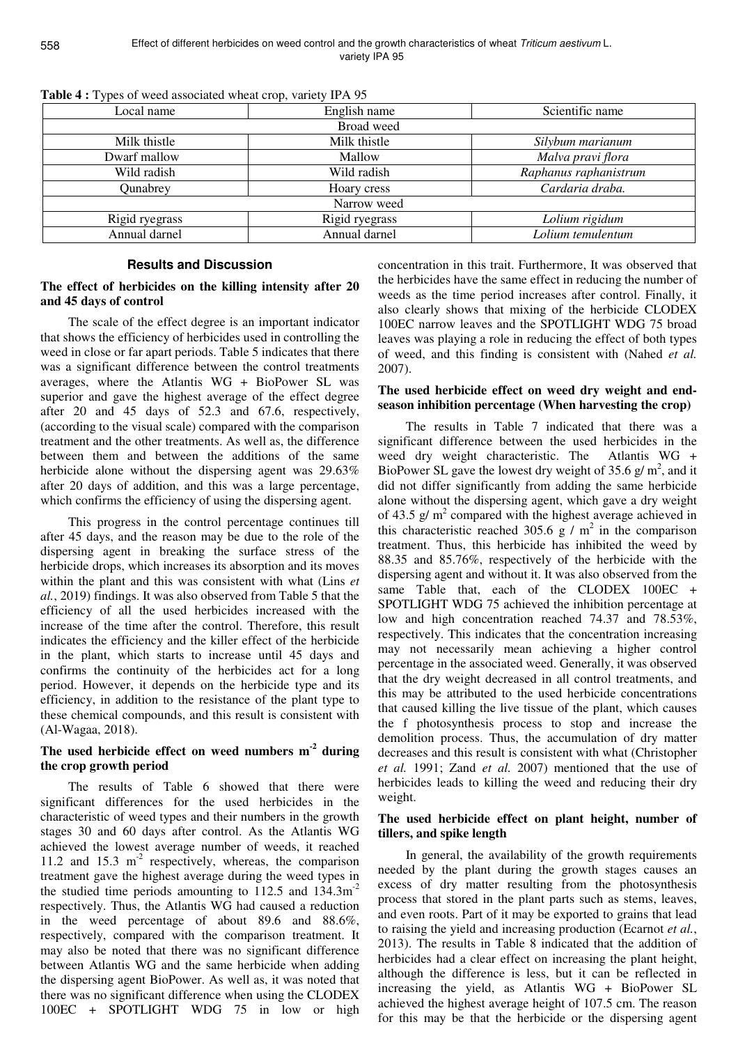**Table 4 :** Types of weed associated wheat crop, variety IPA 95

| Local name | English name | Scientific name |
| --- | --- | --- |
| Broad weed | | |
| Milk thistle | Milk thistle | *Silybum marianum* |
| Dwarf mallow | Mallow | *Malva pravi flora* |
| Wild radish | Wild radish | *Raphanus raphanistrum* |
| Qunabrey | Hoary cress | *Cardaria draba.* |
| Narrow weed | | |
| Rigid ryegrass | Rigid ryegrass | *Lolium rigidum* |
| Annual darnel | Annual darnel | *Lolium temulentum* |

## Results and Discussion

### The effect of herbicides on the killing intensity after 20 and 45 days of control

The scale of the effect degree is an important indicator that shows the efficiency of herbicides used in controlling the weed in close or far apart periods. Table 5 indicates that there was a significant difference between the control treatments averages, where the Atlantis WG + BioPower SL was superior and gave the highest average of the effect degree after 20 and 45 days of 52.3 and 67.6, respectively, (according to the visual scale) compared with the comparison treatment and the other treatments. As well as, the difference between them and between the additions of the same herbicide alone without the dispersing agent was 29.63% after 20 days of addition, and this was a large percentage, which confirms the efficiency of using the dispersing agent.

This progress in the control percentage continues till after 45 days, and the reason may be due to the role of the dispersing agent in breaking the surface stress of the herbicide drops, which increases its absorption and its moves within the plant and this was consistent with what (Lins *et al.*, 2019) findings. It was also observed from Table 5 that the efficiency of all the used herbicides increased with the increase of the time after the control. Therefore, this result indicates the efficiency and the killer effect of the herbicide in the plant, which starts to increase until 45 days and confirms the continuity of the herbicides act for a long period. However, it depends on the herbicide type and its efficiency, in addition to the resistance of the plant type to these chemical compounds, and this result is consistent with (Al-Wagaa, 2018).

### The used herbicide effect on weed numbers $m^{-2}$ during the crop growth period

The results of Table 6 showed that there were significant differences for the used herbicides in the characteristic of weed types and their numbers in the growth stages 30 and 60 days after control. As the Atlantis WG achieved the lowest average number of weeds, it reached 11.2 and 15.3 $m^{-2}$ respectively, whereas, the comparison treatment gave the highest average during the weed types in the studied time periods amounting to 112.5 and 134.3$m^{-2}$ respectively. Thus, the Atlantis WG had caused a reduction in the weed percentage of about 89.6 and 88.6%, respectively, compared with the comparison treatment. It may also be noted that there was no significant difference between Atlantis WG and the same herbicide when adding the dispersing agent BioPower. As well as, it was noted that there was no significant difference when using the CLODEX 100EC + SPOTLIGHT WDG 75 in low or high concentration in this trait. Furthermore, It was observed that the herbicides have the same effect in reducing the number of weeds as the time period increases after control. Finally, it also clearly shows that mixing of the herbicide CLODEX 100EC narrow leaves and the SPOTLIGHT WDG 75 broad leaves was playing a role in reducing the effect of both types of weed, and this finding is consistent with (Nahed *et al.* 2007).

### The used herbicide effect on weed dry weight and end-season inhibition percentage (When harvesting the crop)

The results in Table 7 indicated that there was a significant difference between the used herbicides in the weed dry weight characteristic. The Atlantis WG + BioPower SL gave the lowest dry weight of 35.6 g/ $m^2$, and it did not differ significantly from adding the same herbicide alone without the dispersing agent, which gave a dry weight of 43.5 g/ $m^2$ compared with the highest average achieved in this characteristic reached 305.6 g / $m^2$ in the comparison treatment. Thus, this herbicide has inhibited the weed by 88.35 and 85.76%, respectively of the herbicide with the dispersing agent and without it. It was also observed from the same Table that, each of the CLODEX 100EC + SPOTLIGHT WDG 75 achieved the inhibition percentage at low and high concentration reached 74.37 and 78.53%, respectively. This indicates that the concentration increasing may not necessarily mean achieving a higher control percentage in the associated weed. Generally, it was observed that the dry weight decreased in all control treatments, and this may be attributed to the used herbicide concentrations that caused killing the live tissue of the plant, which causes the f photosynthesis process to stop and increase the demolition process. Thus, the accumulation of dry matter decreases and this result is consistent with what (Christopher *et al.* 1991; Zand *et al.* 2007) mentioned that the use of herbicides leads to killing the weed and reducing their dry weight.

### The used herbicide effect on plant height, number of tillers, and spike length

In general, the availability of the growth requirements needed by the plant during the growth stages causes an excess of dry matter resulting from the photosynthesis process that stored in the plant parts such as stems, leaves, and even roots. Part of it may be exported to grains that lead to raising the yield and increasing production (Ecarnot *et al.*, 2013). The results in Table 8 indicated that the addition of herbicides had a clear effect on increasing the plant height, although the difference is less, but it can be reflected in increasing the yield, as Atlantis WG + BioPower SL achieved the highest average height of 107.5 cm. The reason for this may be that the herbicide or the dispersing agent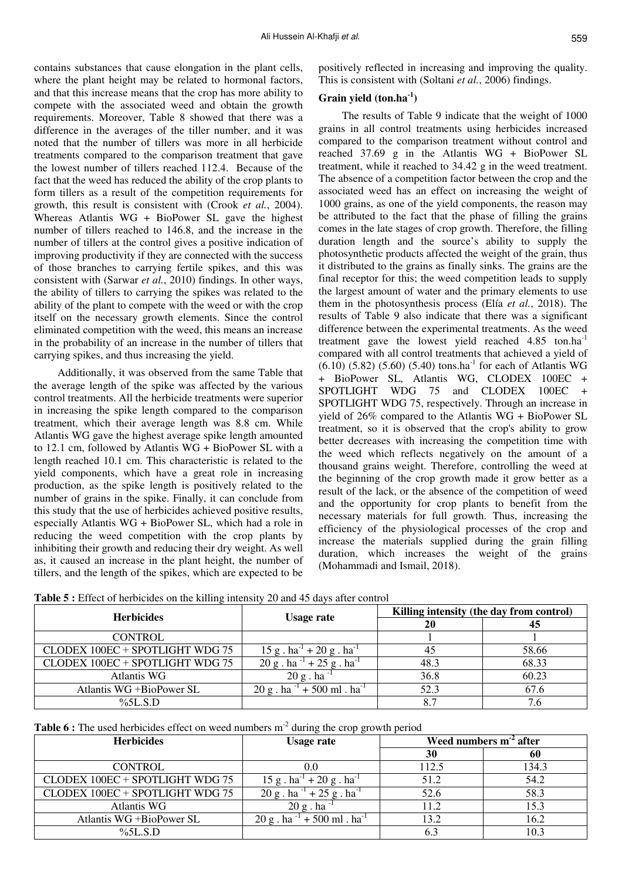contains substances that cause elongation in the plant cells, where the plant height may be related to hormonal factors, and that this increase means that the crop has more ability to compete with the associated weed and obtain the growth requirements. Moreover, Table 8 showed that there was a difference in the averages of the tiller number, and it was noted that the number of tillers was more in all herbicide treatments compared to the comparison treatment that gave the lowest number of tillers reached 112.4. Because of the fact that the weed has reduced the ability of the crop plants to form tillers as a result of the competition requirements for growth, this result is consistent with (Crook *et al.*, 2004). Whereas Atlantis WG + BioPower SL gave the highest number of tillers reached to 146.8, and the increase in the number of tillers at the control gives a positive indication of improving productivity if they are connected with the success of those branches to carrying fertile spikes, and this was consistent with (Sarwar *et al.*, 2010) findings. In other ways, the ability of tillers to carrying the spikes was related to the ability of the plant to compete with the weed or with the crop itself on the necessary growth elements. Since the control eliminated competition with the weed, this means an increase in the probability of an increase in the number of tillers that carrying spikes, and thus increasing the yield.

Additionally, it was observed from the same Table that the average length of the spike was affected by the various control treatments. All the herbicide treatments were superior in increasing the spike length compared to the comparison treatment, which their average length was 8.8 cm. While Atlantis WG gave the highest average spike length amounted to 12.1 cm, followed by Atlantis WG + BioPower SL with a length reached 10.1 cm. This characteristic is related to the yield components, which have a great role in increasing production, as the spike length is positively related to the number of grains in the spike. Finally, it can conclude from this study that the use of herbicides achieved positive results, especially Atlantis WG + BioPower SL, which had a role in reducing the weed competition with the crop plants by inhibiting their growth and reducing their dry weight. As well as, it caused an increase in the plant height, the number of tillers, and the length of the spikes, which are expected to be positively reflected in increasing and improving the quality. This is consistent with (Soltani *et al.*, 2006) findings.

### Grain yield (ton.ha$^{-1}$)

The results of Table 9 indicate that the weight of 1000 grains in all control treatments using herbicides increased compared to the comparison treatment without control and reached 37.69 g in the Atlantis WG + BioPower SL treatment, while it reached to 34.42 g in the weed treatment. The absence of a competition factor between the crop and the associated weed has an effect on increasing the weight of 1000 grains, as one of the yield components, the reason may be attributed to the fact that the phase of filling the grains comes in the late stages of crop growth. Therefore, the filling duration length and the source's ability to supply the photosynthetic products affected the weight of the grain, thus it distributed to the grains as finally sinks. The grains are the final receptor for this; the weed competition leads to supply the largest amount of water and the primary elements to use them in the photosynthesis process (Elía *et al.*, 2018). The results of Table 9 also indicate that there was a significant difference between the experimental treatments. As the weed treatment gave the lowest yield reached 4.85 ton.ha$^{-1}$ compared with all control treatments that achieved a yield of (6.10) (5.82) (5.60) (5.40) tons.ha$^{-1}$ for each of Atlantis WG + BioPower SL, Atlantis WG, CLODEX 100EC + SPOTLIGHT WDG 75 and CLODEX 100EC + SPOTLIGHT WDG 75, respectively. Through an increase in yield of 26% compared to the Atlantis WG + BioPower SL treatment, so it is observed that the crop's ability to grow better decreases with increasing the competition time with the weed which reflects negatively on the amount of a thousand grains weight. Therefore, controlling the weed at the beginning of the crop growth made it grow better as a result of the lack, or the absence of the competition of weed and the opportunity for crop plants to benefit from the necessary materials for full growth. Thus, increasing the efficiency of the physiological processes of the crop and increase the materials supplied during the grain filling duration, which increases the weight of the grains (Mohammadi and Ismail, 2018).

**Table 5 :** Effect of herbicides on the killing intensity 20 and 45 days after control

| Herbicides | Usage rate | Killing intensity (the day from control) | |
|---|---|---|---|
| | | 20 | 45 |
| CONTROL | | 1 | 1 |
| CLODEX 100EC + SPOTLIGHT WDG 75 | 15 g . ha$^{-1}$ + 20 g . ha$^{-1}$ | 45 | 58.66 |
| CLODEX 100EC + SPOTLIGHT WDG 75 | 20 g . ha$^{-1}$ + 25 g . ha$^{-1}$ | 48.3 | 68.33 |
| Atlantis WG | 20 g . ha$^{-1}$ | 36.8 | 60.23 |
| Atlantis WG +BioPower SL | 20 g . ha$^{-1}$ + 500 ml . ha$^{-1}$ | 52.3 | 67.6 |
| %5L.S.D | | 8.7 | 7.6 |

**Table 6 :** The used herbicides effect on weed numbers m$^{-2}$ during the crop growth period

| Herbicides | Usage rate | Weed numbers m$^{-2}$ after | |
|---|---|---|---|
| | | 30 | 60 |
| CONTROL | 0.0 | 112.5 | 134.3 |
| CLODEX 100EC + SPOTLIGHT WDG 75 | 15 g . ha$^{-1}$ + 20 g . ha$^{-1}$ | 51.2 | 54.2 |
| CLODEX 100EC + SPOTLIGHT WDG 75 | 20 g . ha$^{-1}$ + 25 g . ha$^{-1}$ | 52.6 | 58.3 |
| Atlantis WG | 20 g . ha$^{-1}$ | 11.2 | 15.3 |
| Atlantis WG +BioPower SL | 20 g . ha$^{-1}$ + 500 ml . ha$^{-1}$ | 13.2 | 16.2 |
| %5L.S.D | | 6.3 | 10.3 |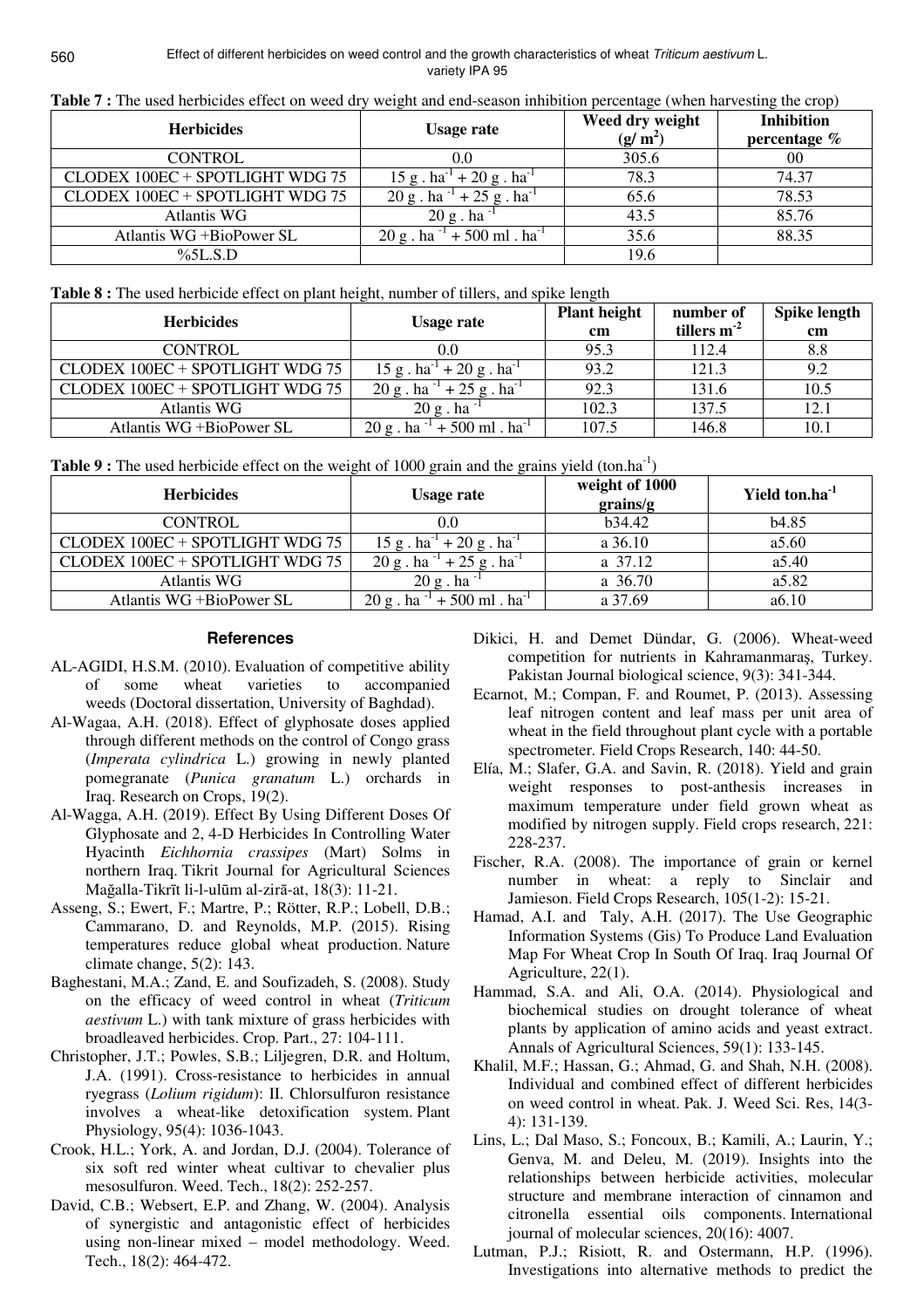**Table 7 :** The used herbicides effect on weed dry weight and end-season inhibition percentage (when harvesting the crop)

| Herbicides | Usage rate | Weed dry weight ($g/m^2$) | Inhibition percentage % |
|---|---|---|---|
| CONTROL | 0.0 | 305.6 | 00 |
| CLODEX 100EC + SPOTLIGHT WDG 75 | 15 g . $ha^{-1}$ + 20 g . $ha^{-1}$ | 78.3 | 74.37 |
| CLODEX 100EC + SPOTLIGHT WDG 75 | 20 g . $ha^{-1}$ + 25 g . $ha^{-1}$ | 65.6 | 78.53 |
| Atlantis WG | 20 g . $ha^{-1}$ | 43.5 | 85.76 |
| Atlantis WG +BioPower SL | 20 g . $ha^{-1}$ + 500 ml . $ha^{-1}$ | 35.6 | 88.35 |
| %5L.S.D | | 19.6 | |

**Table 8 :** The used herbicide effect on plant height, number of tillers, and spike length

| Herbicides | Usage rate | Plant height cm | number of tillers $m^{-2}$ | Spike length cm |
|---|---|---|---|---|
| CONTROL | 0.0 | 95.3 | 112.4 | 8.8 |
| CLODEX 100EC + SPOTLIGHT WDG 75 | 15 g . $ha^{-1}$ + 20 g . $ha^{-1}$ | 93.2 | 121.3 | 9.2 |
| CLODEX 100EC + SPOTLIGHT WDG 75 | 20 g . $ha^{-1}$ + 25 g . $ha^{-1}$ | 92.3 | 131.6 | 10.5 |
| Atlantis WG | 20 g . $ha^{-1}$ | 102.3 | 137.5 | 12.1 |
| Atlantis WG +BioPower SL | 20 g . $ha^{-1}$ + 500 ml . $ha^{-1}$ | 107.5 | 146.8 | 10.1 |

**Table 9 :** The used herbicide effect on the weight of 1000 grain and the grains yield ($ton.ha^{-1}$)

| Herbicides | Usage rate | weight of 1000 grains/g | Yield $ton.ha^{-1}$ |
|---|---|---|---|
| CONTROL | 0.0 | b34.42 | b4.85 |
| CLODEX 100EC + SPOTLIGHT WDG 75 | 15 g . $ha^{-1}$ + 20 g . $ha^{-1}$ | a 36.10 | a5.60 |
| CLODEX 100EC + SPOTLIGHT WDG 75 | 20 g . $ha^{-1}$ + 25 g . $ha^{-1}$ | a 37.12 | a5.40 |
| Atlantis WG | 20 g . $ha^{-1}$ | a 36.70 | a5.82 |
| Atlantis WG +BioPower SL | 20 g . $ha^{-1}$ + 500 ml . $ha^{-1}$ | a 37.69 | a6.10 |

## References

AL-AGIDI, H.S.M. (2010). Evaluation of competitive ability of some wheat varieties to accompanied weeds (Doctoral dissertation, University of Baghdad).

Al-Wagaa, A.H. (2018). Effect of glyphosate doses applied through different methods on the control of Congo grass (*Imperata cylindrica* L.) growing in newly planted pomegranate (*Punica granatum* L.) orchards in Iraq. Research on Crops, 19(2).

Al-Wagga, A.H. (2019). Effect By Using Different Doses Of Glyphosate and 2, 4-D Herbicides In Controlling Water Hyacinth *Eichhornia crassipes* (Mart) Solms in northern Iraq. Tikrit Journal for Agricultural Sciences Mağalla-Tikrīt li-l-ulūm al-zirā-at, 18(3): 11-21.

Asseng, S.; Ewert, F.; Martre, P.; Rötter, R.P.; Lobell, D.B.; Cammarano, D. and Reynolds, M.P. (2015). Rising temperatures reduce global wheat production. Nature climate change, 5(2): 143.

Baghestani, M.A.; Zand, E. and Soufizadeh, S. (2008). Study on the efficacy of weed control in wheat (*Triticum aestivum* L.) with tank mixture of grass herbicides with broadleaved herbicides. Crop. Part., 27: 104-111.

Christopher, J.T.; Powles, S.B.; Liljegren, D.R. and Holtum, J.A. (1991). Cross-resistance to herbicides in annual ryegrass (*Lolium rigidum*): II. Chlorsulfuron resistance involves a wheat-like detoxification system. Plant Physiology, 95(4): 1036-1043.

Crook, H.L.; York, A. and Jordan, D.J. (2004). Tolerance of six soft red winter wheat cultivar to chevalier plus mesosulfuron. Weed. Tech., 18(2): 252-257.

David, C.B.; Websert, E.P. and Zhang, W. (2004). Analysis of synergistic and antagonistic effect of herbicides using non-linear mixed – model methodology. Weed. Tech., 18(2): 464-472.

Dikici, H. and Demet Dündar, G. (2006). Wheat-weed competition for nutrients in Kahramanmaraş, Turkey. Pakistan Journal biological science, 9(3): 341-344.

Ecarnot, M.; Compan, F. and Roumet, P. (2013). Assessing leaf nitrogen content and leaf mass per unit area of wheat in the field throughout plant cycle with a portable spectrometer. Field Crops Research, 140: 44-50.

Elía, M.; Slafer, G.A. and Savin, R. (2018). Yield and grain weight responses to post-anthesis increases in maximum temperature under field grown wheat as modified by nitrogen supply. Field crops research, 221: 228-237.

Fischer, R.A. (2008). The importance of grain or kernel number in wheat: a reply to Sinclair and Jamieson. Field Crops Research, 105(1-2): 15-21.

Hamad, A.I. and Taly, A.H. (2017). The Use Geographic Information Systems (Gis) To Produce Land Evaluation Map For Wheat Crop In South Of Iraq. Iraq Journal Of Agriculture, 22(1).

Hammad, S.A. and Ali, O.A. (2014). Physiological and biochemical studies on drought tolerance of wheat plants by application of amino acids and yeast extract. Annals of Agricultural Sciences, 59(1): 133-145.

Khalil, M.F.; Hassan, G.; Ahmad, G. and Shah, N.H. (2008). Individual and combined effect of different herbicides on weed control in wheat. Pak. J. Weed Sci. Res, 14(3-4): 131-139.

Lins, L.; Dal Maso, S.; Foncoux, B.; Kamili, A.; Laurin, Y.; Genva, M. and Deleu, M. (2019). Insights into the relationships between herbicide activities, molecular structure and membrane interaction of cinnamon and citronella essential oils components. International journal of molecular sciences, 20(16): 4007.

Lutman, P.J.; Risiott, R. and Ostermann, H.P. (1996). Investigations into alternative methods to predict the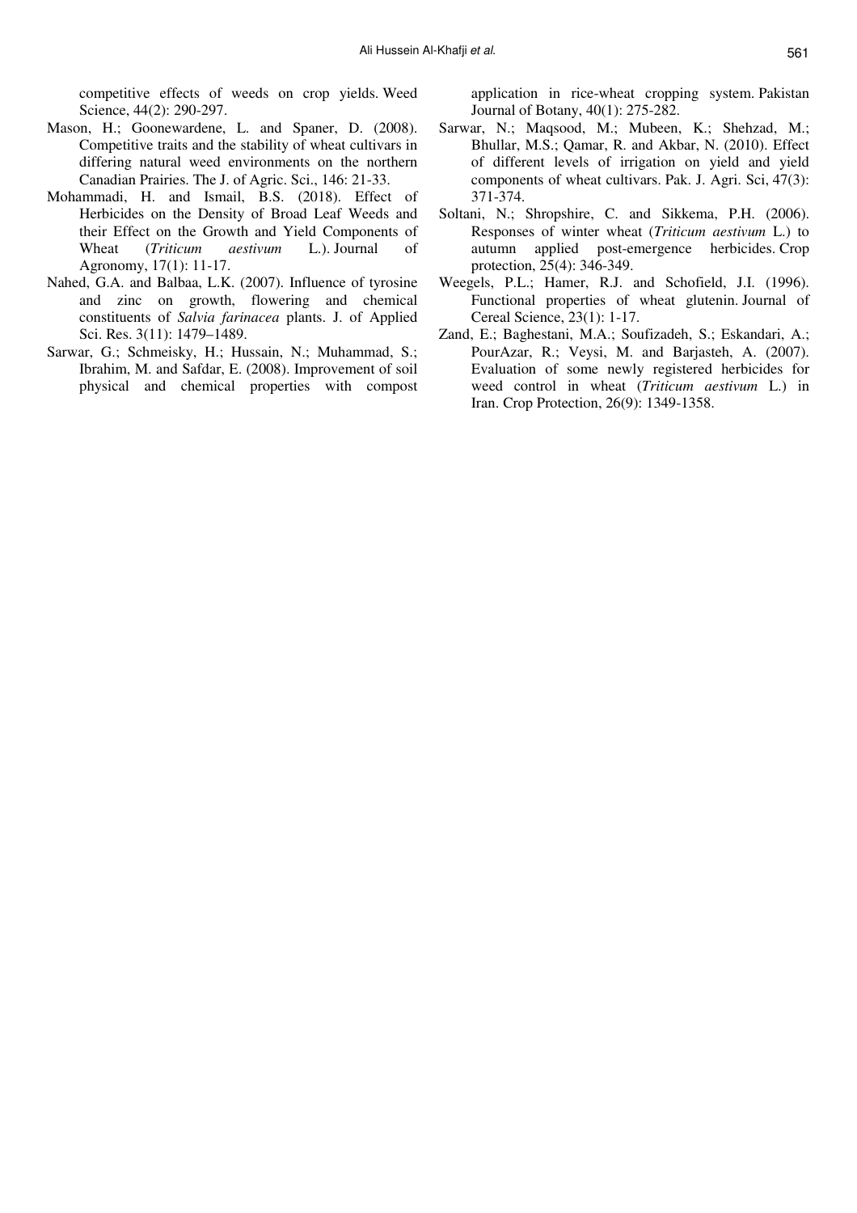competitive effects of weeds on crop yields. Weed Science, 44(2): 290-297.

Mason, H.; Goonewardene, L. and Spaner, D. (2008). Competitive traits and the stability of wheat cultivars in differing natural weed environments on the northern Canadian Prairies. The J. of Agric. Sci., 146: 21-33.

Mohammadi, H. and Ismail, B.S. (2018). Effect of Herbicides on the Density of Broad Leaf Weeds and their Effect on the Growth and Yield Components of Wheat (*Triticum aestivum* L.). Journal of Agronomy, 17(1): 11-17.

Nahed, G.A. and Balbaa, L.K. (2007). Influence of tyrosine and zinc on growth, flowering and chemical constituents of *Salvia farinacea* plants. J. of Applied Sci. Res. 3(11): 1479–1489.

Sarwar, G.; Schmeisky, H.; Hussain, N.; Muhammad, S.; Ibrahim, M. and Safdar, E. (2008). Improvement of soil physical and chemical properties with compost application in rice-wheat cropping system. Pakistan Journal of Botany, 40(1): 275-282.

Sarwar, N.; Maqsood, M.; Mubeen, K.; Shehzad, M.; Bhullar, M.S.; Qamar, R. and Akbar, N. (2010). Effect of different levels of irrigation on yield and yield components of wheat cultivars. Pak. J. Agri. Sci, 47(3): 371-374.

Soltani, N.; Shropshire, C. and Sikkema, P.H. (2006). Responses of winter wheat (*Triticum aestivum* L.) to autumn applied post-emergence herbicides. Crop protection, 25(4): 346-349.

Weegels, P.L.; Hamer, R.J. and Schofield, J.I. (1996). Functional properties of wheat glutenin. Journal of Cereal Science, 23(1): 1-17.

Zand, E.; Baghestani, M.A.; Soufizadeh, S.; Eskandari, A.; PourAzar, R.; Veysi, M. and Barjasteh, A. (2007). Evaluation of some newly registered herbicides for weed control in wheat (*Triticum aestivum* L.) in Iran. Crop Protection, 26(9): 1349-1358.